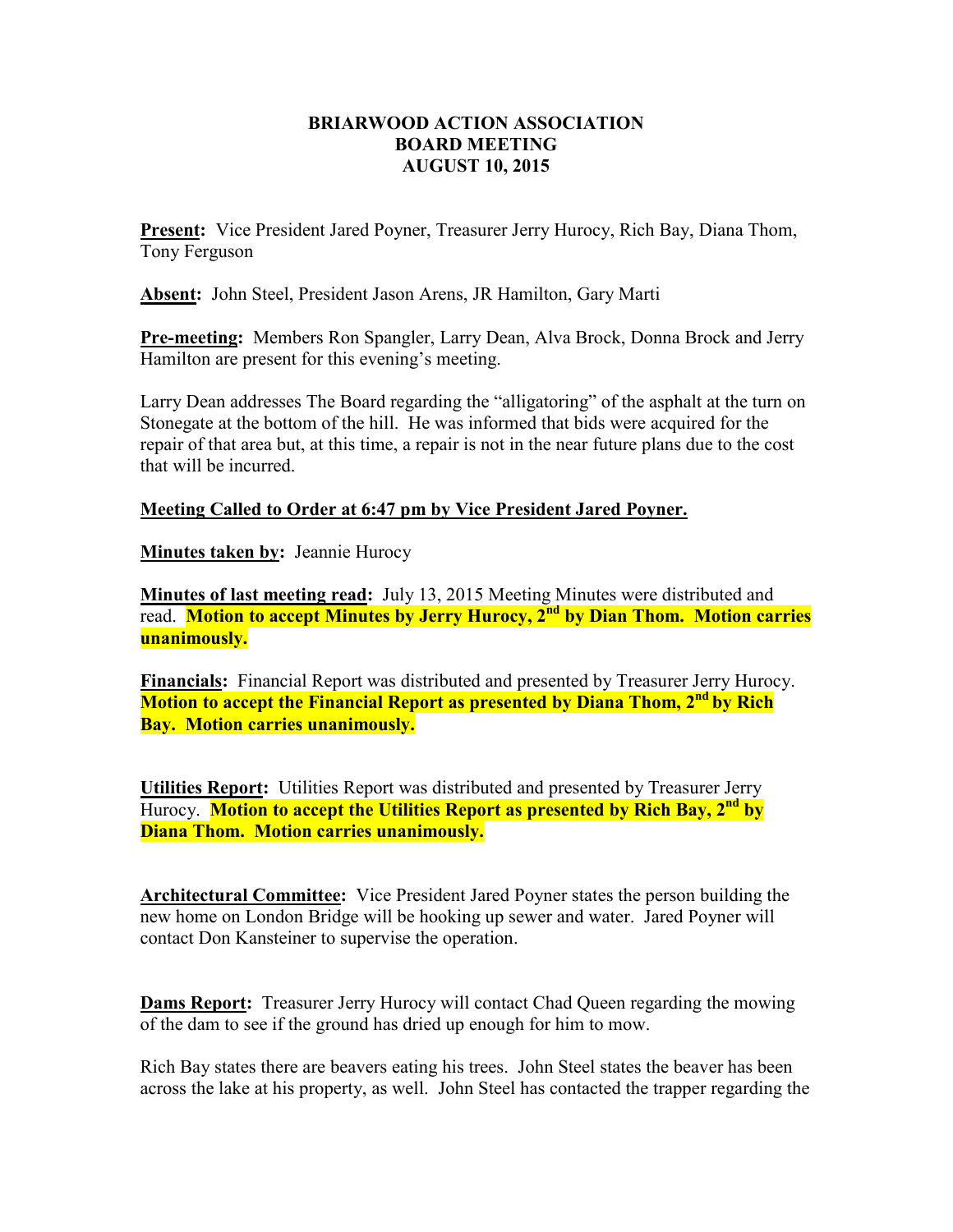# BRIARWOOD ACTION ASSOCIATION
## BOARD MEETING
## AUGUST 10, 2015

**Present:** Vice President Jared Poyner, Treasurer Jerry Hurocy, Rich Bay, Diana Thom, Tony Ferguson

**Absent:** John Steel, President Jason Arens, JR Hamilton, Gary Marti

**Pre-meeting:** Members Ron Spangler, Larry Dean, Alva Brock, Donna Brock and Jerry Hamilton are present for this evening's meeting.

Larry Dean addresses The Board regarding the "alligatoring" of the asphalt at the turn on Stonegate at the bottom of the hill. He was informed that bids were acquired for the repair of that area but, at this time, a repair is not in the near future plans due to the cost that will be incurred.

**Meeting Called to Order at 6:47 pm by Vice President Jared Poyner.**

**Minutes taken by:** Jeannie Hurocy

**Minutes of last meeting read:** July 13, 2015 Meeting Minutes were distributed and read. **Motion to accept Minutes by Jerry Hurocy, 2nd by Dian Thom. Motion carries unanimously.**

**Financials:** Financial Report was distributed and presented by Treasurer Jerry Hurocy. **Motion to accept the Financial Report as presented by Diana Thom, 2nd by Rich Bay. Motion carries unanimously.**

**Utilities Report:** Utilities Report was distributed and presented by Treasurer Jerry Hurocy. **Motion to accept the Utilities Report as presented by Rich Bay, 2nd by Diana Thom. Motion carries unanimously.**

**Architectural Committee:** Vice President Jared Poyner states the person building the new home on London Bridge will be hooking up sewer and water. Jared Poyner will contact Don Kansteiner to supervise the operation.

**Dams Report:** Treasurer Jerry Hurocy will contact Chad Queen regarding the mowing of the dam to see if the ground has dried up enough for him to mow.

Rich Bay states there are beavers eating his trees. John Steel states the beaver has been across the lake at his property, as well. John Steel has contacted the trapper regarding the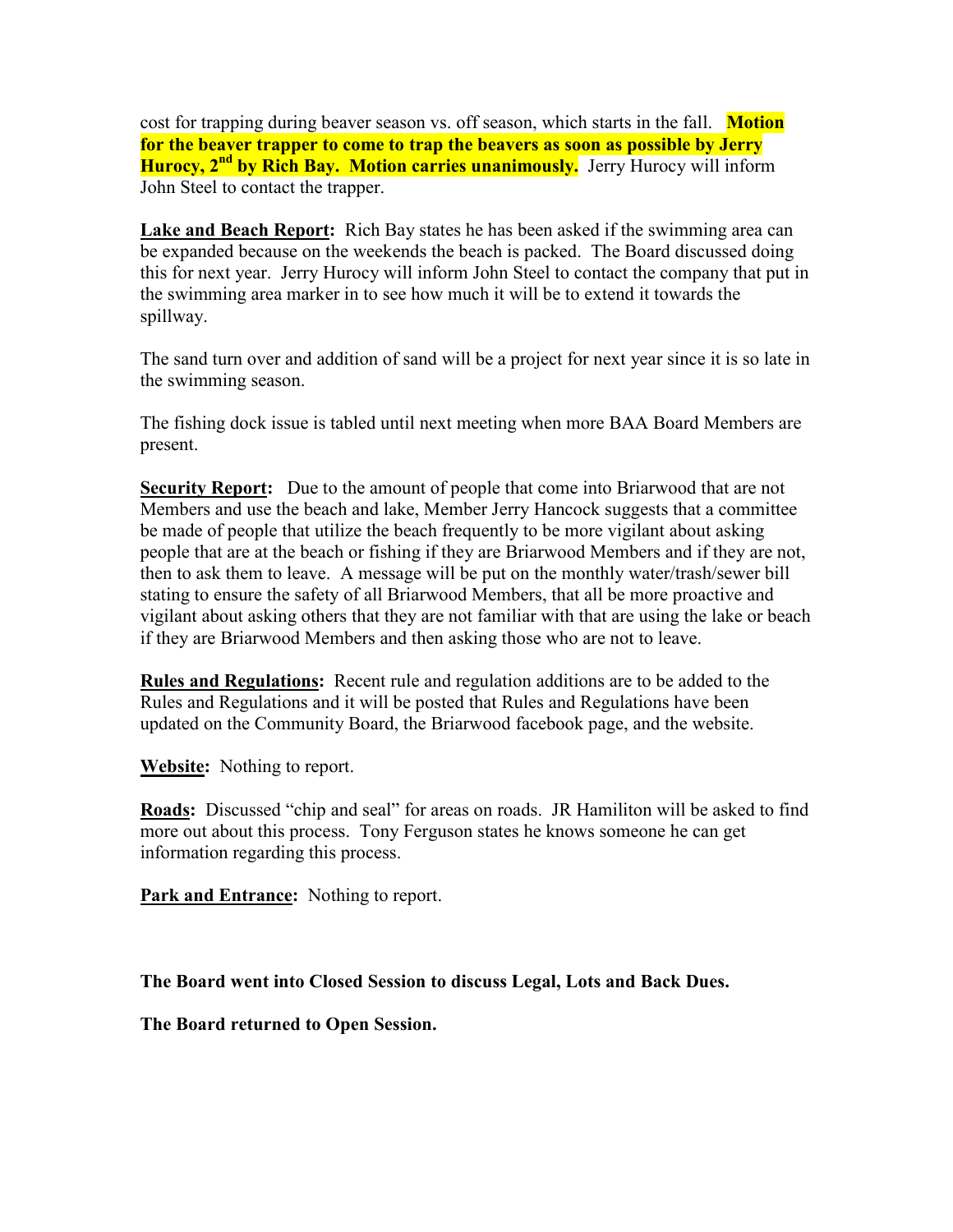cost for trapping during beaver season vs. off season, which starts in the fall. **Motion for the beaver trapper to come to trap the beavers as soon as possible by Jerry Hurocy, 2nd by Rich Bay. Motion carries unanimously.** Jerry Hurocy will inform John Steel to contact the trapper.

**Lake and Beach Report:** Rich Bay states he has been asked if the swimming area can be expanded because on the weekends the beach is packed. The Board discussed doing this for next year. Jerry Hurocy will inform John Steel to contact the company that put in the swimming area marker in to see how much it will be to extend it towards the spillway.

The sand turn over and addition of sand will be a project for next year since it is so late in the swimming season.

The fishing dock issue is tabled until next meeting when more BAA Board Members are present.

**Security Report:** Due to the amount of people that come into Briarwood that are not Members and use the beach and lake, Member Jerry Hancock suggests that a committee be made of people that utilize the beach frequently to be more vigilant about asking people that are at the beach or fishing if they are Briarwood Members and if they are not, then to ask them to leave. A message will be put on the monthly water/trash/sewer bill stating to ensure the safety of all Briarwood Members, that all be more proactive and vigilant about asking others that they are not familiar with that are using the lake or beach if they are Briarwood Members and then asking those who are not to leave.

**Rules and Regulations:** Recent rule and regulation additions are to be added to the Rules and Regulations and it will be posted that Rules and Regulations have been updated on the Community Board, the Briarwood facebook page, and the website.

**Website:** Nothing to report.

**Roads:** Discussed "chip and seal" for areas on roads. JR Hamiliton will be asked to find more out about this process. Tony Ferguson states he knows someone he can get information regarding this process.

**Park and Entrance:** Nothing to report.

**The Board went into Closed Session to discuss Legal, Lots and Back Dues.**

**The Board returned to Open Session.**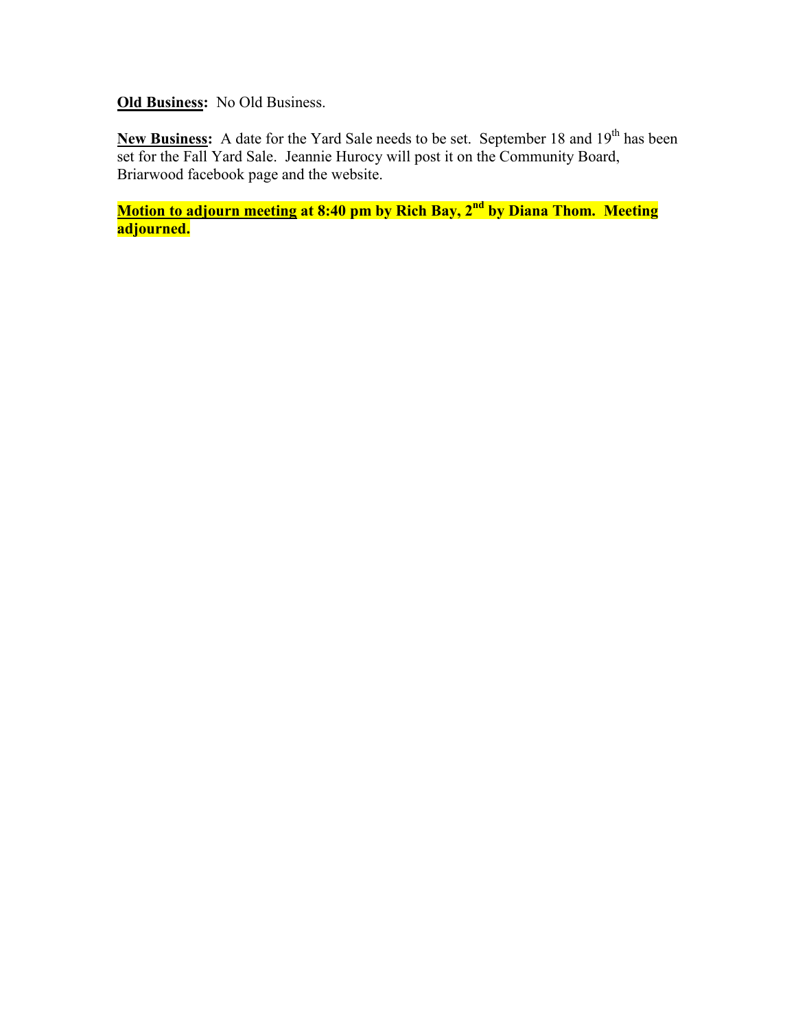**Old Business:** No Old Business.

**New Business:** A date for the Yard Sale needs to be set. September 18 and 19th has been set for the Fall Yard Sale. Jeannie Hurocy will post it on the Community Board, Briarwood facebook page and the website.

**Motion to adjourn meeting at 8:40 pm by Rich Bay, 2nd by Diana Thom. Meeting adjourned.**